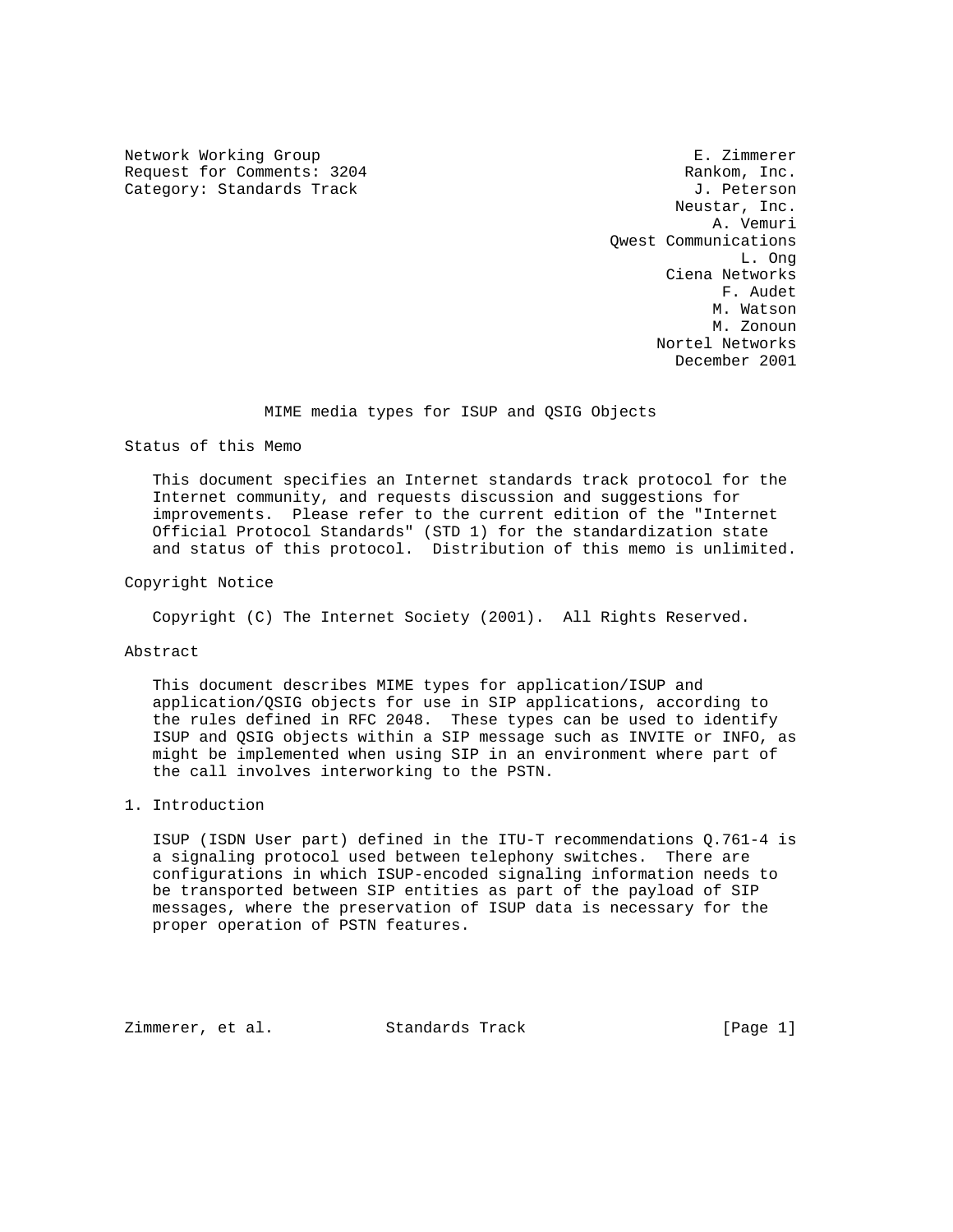Network Working Group E. Zimmerer
Request for Comments: 3204 Rankom, Inc.
Category: Standards Track J. Peterson
Neustar, Inc.
A. Vemuri
Qwest Communications
L. Ong
Ciena Networks
F. Audet
M. Watson
M. Zonoun
Nortel Networks
December 2001

# MIME media types for ISUP and QSIG Objects

## Status of this Memo

This document specifies an Internet standards track protocol for the Internet community, and requests discussion and suggestions for improvements. Please refer to the current edition of the "Internet Official Protocol Standards" (STD 1) for the standardization state and status of this protocol. Distribution of this memo is unlimited.

## Copyright Notice

Copyright (C) The Internet Society (2001). All Rights Reserved.

## Abstract

This document describes MIME types for application/ISUP and application/QSIG objects for use in SIP applications, according to the rules defined in RFC 2048. These types can be used to identify ISUP and QSIG objects within a SIP message such as INVITE or INFO, as might be implemented when using SIP in an environment where part of the call involves interworking to the PSTN.

## 1. Introduction

ISUP (ISDN User part) defined in the ITU-T recommendations Q.761-4 is a signaling protocol used between telephony switches. There are configurations in which ISUP-encoded signaling information needs to be transported between SIP entities as part of the payload of SIP messages, where the preservation of ISUP data is necessary for the proper operation of PSTN features.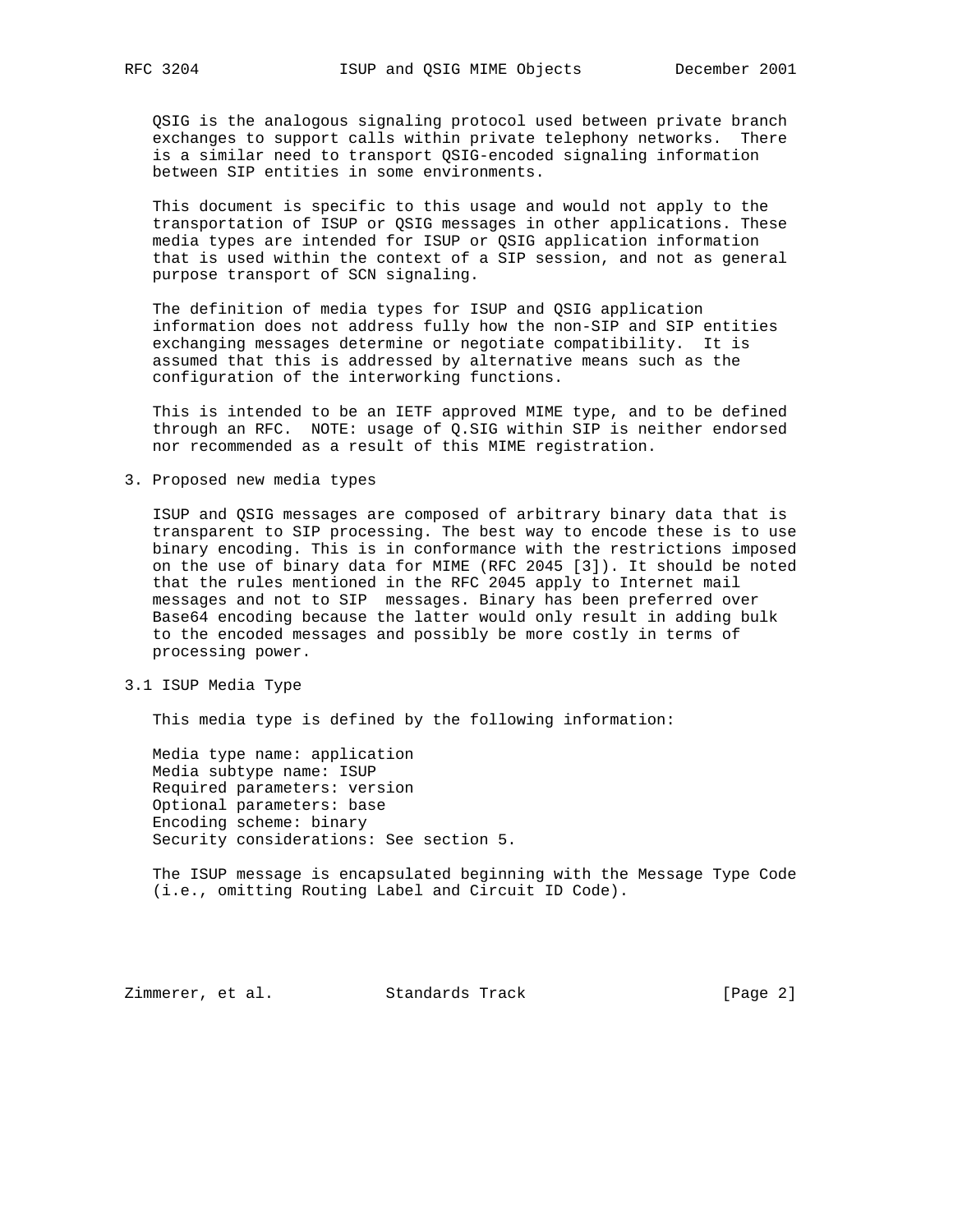QSIG is the analogous signaling protocol used between private branch exchanges to support calls within private telephony networks. There is a similar need to transport QSIG-encoded signaling information between SIP entities in some environments.

This document is specific to this usage and would not apply to the transportation of ISUP or QSIG messages in other applications. These media types are intended for ISUP or QSIG application information that is used within the context of a SIP session, and not as general purpose transport of SCN signaling.

The definition of media types for ISUP and QSIG application information does not address fully how the non-SIP and SIP entities exchanging messages determine or negotiate compatibility. It is assumed that this is addressed by alternative means such as the configuration of the interworking functions.

This is intended to be an IETF approved MIME type, and to be defined through an RFC. NOTE: usage of Q.SIG within SIP is neither endorsed nor recommended as a result of this MIME registration.

## 3. Proposed new media types

ISUP and QSIG messages are composed of arbitrary binary data that is transparent to SIP processing. The best way to encode these is to use binary encoding. This is in conformance with the restrictions imposed on the use of binary data for MIME (RFC 2045 [3]). It should be noted that the rules mentioned in the RFC 2045 apply to Internet mail messages and not to SIP messages. Binary has been preferred over Base64 encoding because the latter would only result in adding bulk to the encoded messages and possibly be more costly in terms of processing power.

### 3.1 ISUP Media Type

This media type is defined by the following information:

Media type name: application
Media subtype name: ISUP
Required parameters: version
Optional parameters: base
Encoding scheme: binary
Security considerations: See section 5.

The ISUP message is encapsulated beginning with the Message Type Code (i.e., omitting Routing Label and Circuit ID Code).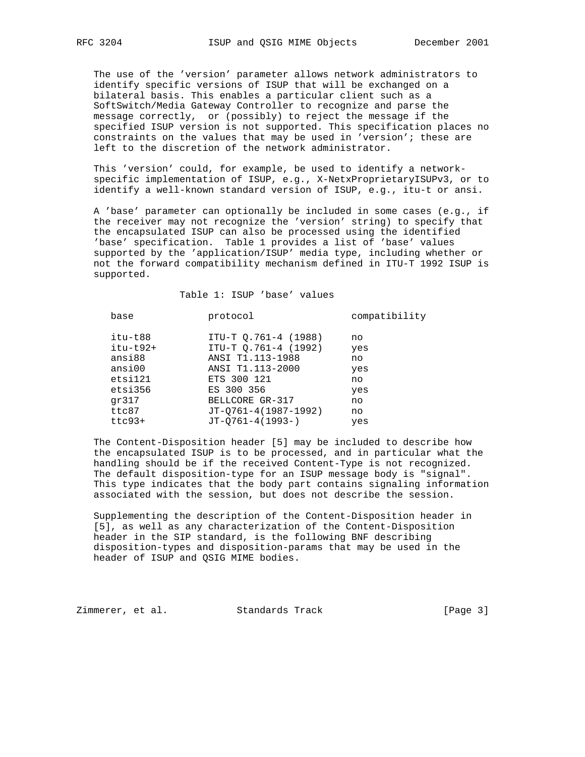The use of the 'version' parameter allows network administrators to identify specific versions of ISUP that will be exchanged on a bilateral basis. This enables a particular client such as a SoftSwitch/Media Gateway Controller to recognize and parse the message correctly, or (possibly) to reject the message if the specified ISUP version is not supported. This specification places no constraints on the values that may be used in 'version'; these are left to the discretion of the network administrator.

This 'version' could, for example, be used to identify a network-specific implementation of ISUP, e.g., X-NetxProprietaryISUPv3, or to identify a well-known standard version of ISUP, e.g., itu-t or ansi.

A 'base' parameter can optionally be included in some cases (e.g., if the receiver may not recognize the 'version' string) to specify that the encapsulated ISUP can also be processed using the identified 'base' specification. Table 1 provides a list of 'base' values supported by the 'application/ISUP' media type, including whether or not the forward compatibility mechanism defined in ITU-T 1992 ISUP is supported.

Table 1: ISUP 'base' values

| base | protocol | compatibility |
|---|---|---|
| itu-t88 | ITU-T Q.761-4 (1988) | no |
| itu-t92+ | ITU-T Q.761-4 (1992) | yes |
| ansi88 | ANSI T1.113-1988 | no |
| ansi00 | ANSI T1.113-2000 | yes |
| etsi121 | ETS 300 121 | no |
| etsi356 | ES 300 356 | yes |
| gr317 | BELLCORE GR-317 | no |
| ttc87 | JT-Q761-4(1987-1992) | no |
| ttc93+ | JT-Q761-4(1993-) | yes |

The Content-Disposition header [5] may be included to describe how the encapsulated ISUP is to be processed, and in particular what the handling should be if the received Content-Type is not recognized. The default disposition-type for an ISUP message body is "signal". This type indicates that the body part contains signaling information associated with the session, but does not describe the session.

Supplementing the description of the Content-Disposition header in [5], as well as any characterization of the Content-Disposition header in the SIP standard, is the following BNF describing disposition-types and disposition-params that may be used in the header of ISUP and QSIG MIME bodies.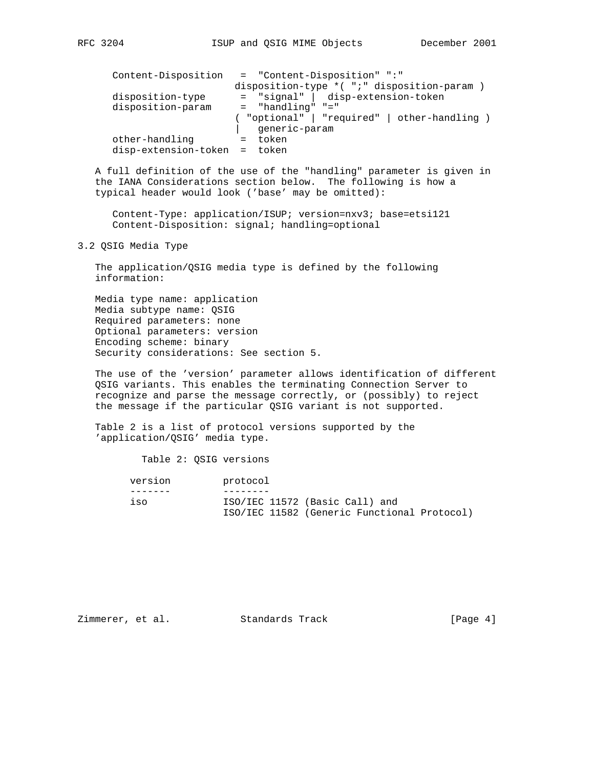```
Content-Disposition   =  "Content-Disposition" ":"
                        disposition-type *( ";" disposition-param )
disposition-type      =  "signal" |  disp-extension-token
disposition-param     =  "handling" "="
                        ( "optional" | "required" | other-handling )
                        |   generic-param
other-handling        =  token
disp-extension-token  =  token
```

A full definition of the use of the "handling" parameter is given in the IANA Considerations section below. The following is how a typical header would look ('base' may be omitted):

```
Content-Type: application/ISUP; version=nxv3; base=etsi121
Content-Disposition: signal; handling=optional
```

## 3.2 QSIG Media Type

The application/QSIG media type is defined by the following information:

Media type name: application
Media subtype name: QSIG
Required parameters: none
Optional parameters: version
Encoding scheme: binary
Security considerations: See section 5.

The use of the 'version' parameter allows identification of different QSIG variants. This enables the terminating Connection Server to recognize and parse the message correctly, or (possibly) to reject the message if the particular QSIG variant is not supported.

Table 2 is a list of protocol versions supported by the 'application/QSIG' media type.

Table 2: QSIG versions

| version | protocol |
|---|---|
| iso | ISO/IEC 11572 (Basic Call) and ISO/IEC 11582 (Generic Functional Protocol) |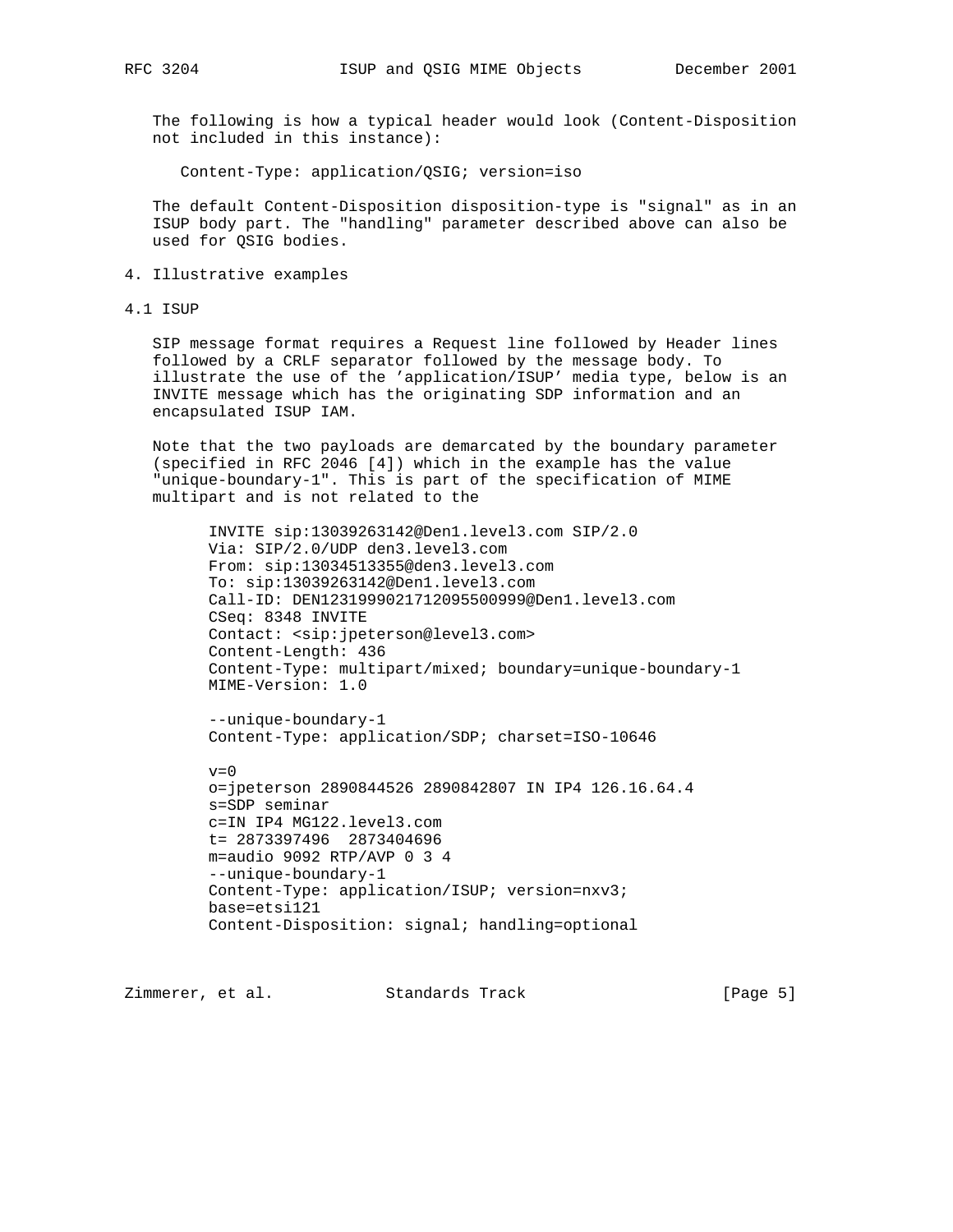The following is how a typical header would look (Content-Disposition not included in this instance):

```
Content-Type: application/QSIG; version=iso
```

The default Content-Disposition disposition-type is "signal" as in an ISUP body part. The "handling" parameter described above can also be used for QSIG bodies.

## 4. Illustrative examples

### 4.1 ISUP

SIP message format requires a Request line followed by Header lines followed by a CRLF separator followed by the message body. To illustrate the use of the 'application/ISUP' media type, below is an INVITE message which has the originating SDP information and an encapsulated ISUP IAM.

Note that the two payloads are demarcated by the boundary parameter (specified in RFC 2046 [4]) which in the example has the value "unique-boundary-1". This is part of the specification of MIME multipart and is not related to the

```
INVITE sip:13039263142@Den1.level3.com SIP/2.0
Via: SIP/2.0/UDP den3.level3.com
From: sip:13034513355@den3.level3.com
To: sip:13039263142@Den1.level3.com
Call-ID: DEN1231999021712095500999@Den1.level3.com
CSeq: 8348 INVITE
Contact: <sip:jpeterson@level3.com>
Content-Length: 436
Content-Type: multipart/mixed; boundary=unique-boundary-1
MIME-Version: 1.0

--unique-boundary-1
Content-Type: application/SDP; charset=ISO-10646

v=0
o=jpeterson 2890844526 2890842807 IN IP4 126.16.64.4
s=SDP seminar
c=IN IP4 MG122.level3.com
t= 2873397496  2873404696
m=audio 9092 RTP/AVP 0 3 4
--unique-boundary-1
Content-Type: application/ISUP; version=nxv3;
base=etsi121
Content-Disposition: signal; handling=optional
```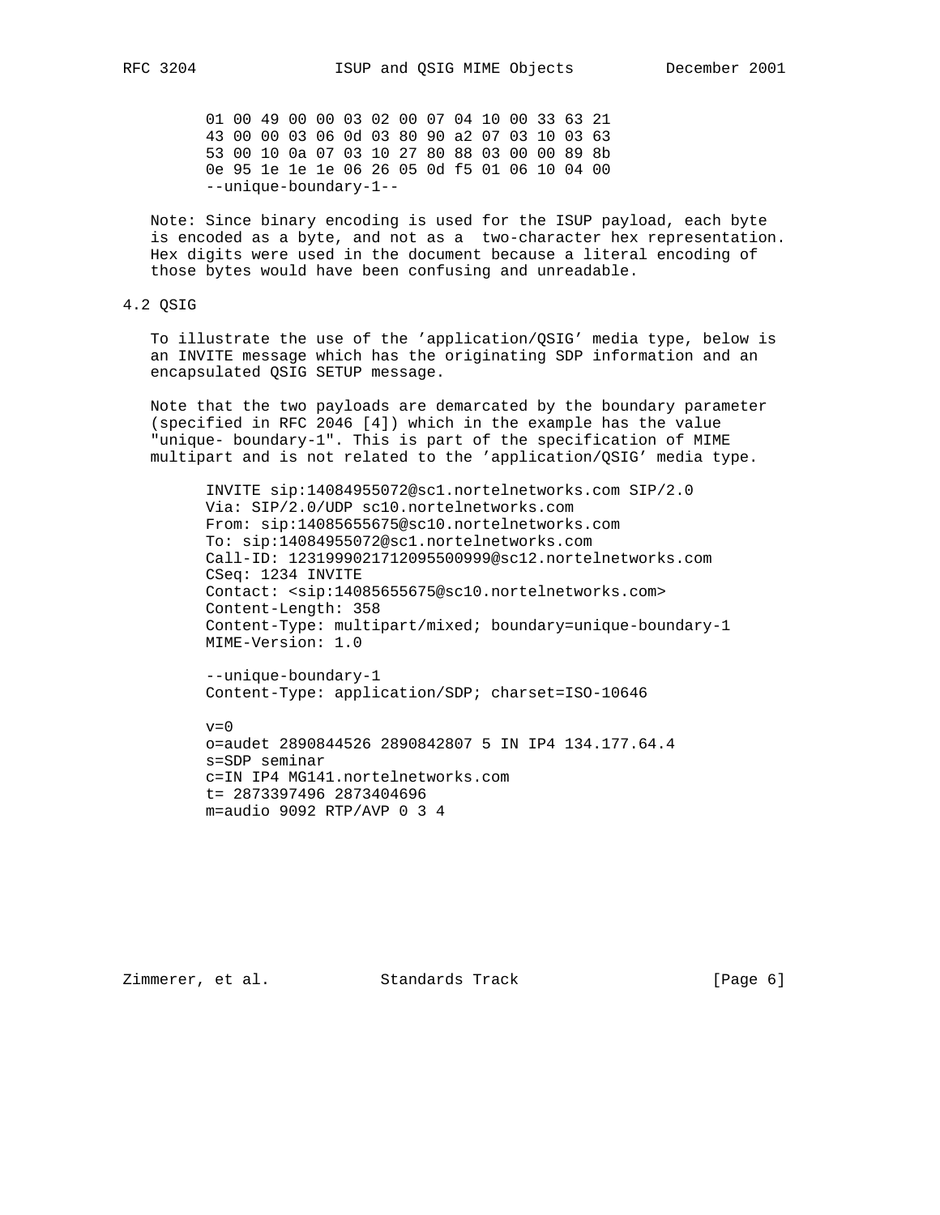```
01 00 49 00 00 03 02 00 07 04 10 00 33 63 21
43 00 00 03 06 0d 03 80 90 a2 07 03 10 03 63
53 00 10 0a 07 03 10 27 80 88 03 00 00 89 8b
0e 95 1e 1e 1e 06 26 05 0d f5 01 06 10 04 00
--unique-boundary-1--
```

Note: Since binary encoding is used for the ISUP payload, each byte is encoded as a byte, and not as a two-character hex representation. Hex digits were used in the document because a literal encoding of those bytes would have been confusing and unreadable.

## 4.2 QSIG

To illustrate the use of the 'application/QSIG' media type, below is an INVITE message which has the originating SDP information and an encapsulated QSIG SETUP message.

Note that the two payloads are demarcated by the boundary parameter (specified in RFC 2046 [4]) which in the example has the value "unique- boundary-1". This is part of the specification of MIME multipart and is not related to the 'application/QSIG' media type.

```
INVITE sip:14084955072@sc1.nortelnetworks.com SIP/2.0
Via: SIP/2.0/UDP sc10.nortelnetworks.com
From: sip:14085655675@sc10.nortelnetworks.com
To: sip:14084955072@sc1.nortelnetworks.com
Call-ID: 123199902171209550099​9@sc12.nortelnetworks.com
CSeq: 1234 INVITE
Contact: <sip:14085655675@sc10.nortelnetworks.com>
Content-Length: 358
Content-Type: multipart/mixed; boundary=unique-boundary-1
MIME-Version: 1.0

--unique-boundary-1
Content-Type: application/SDP; charset=ISO-10646

v=0
o=audet 2890844526 2890842807 5 IN IP4 134.177.64.4
s=SDP seminar
c=IN IP4 MG141.nortelnetworks.com
t= 2873397496 2873404696
m=audio 9092 RTP/AVP 0 3 4
```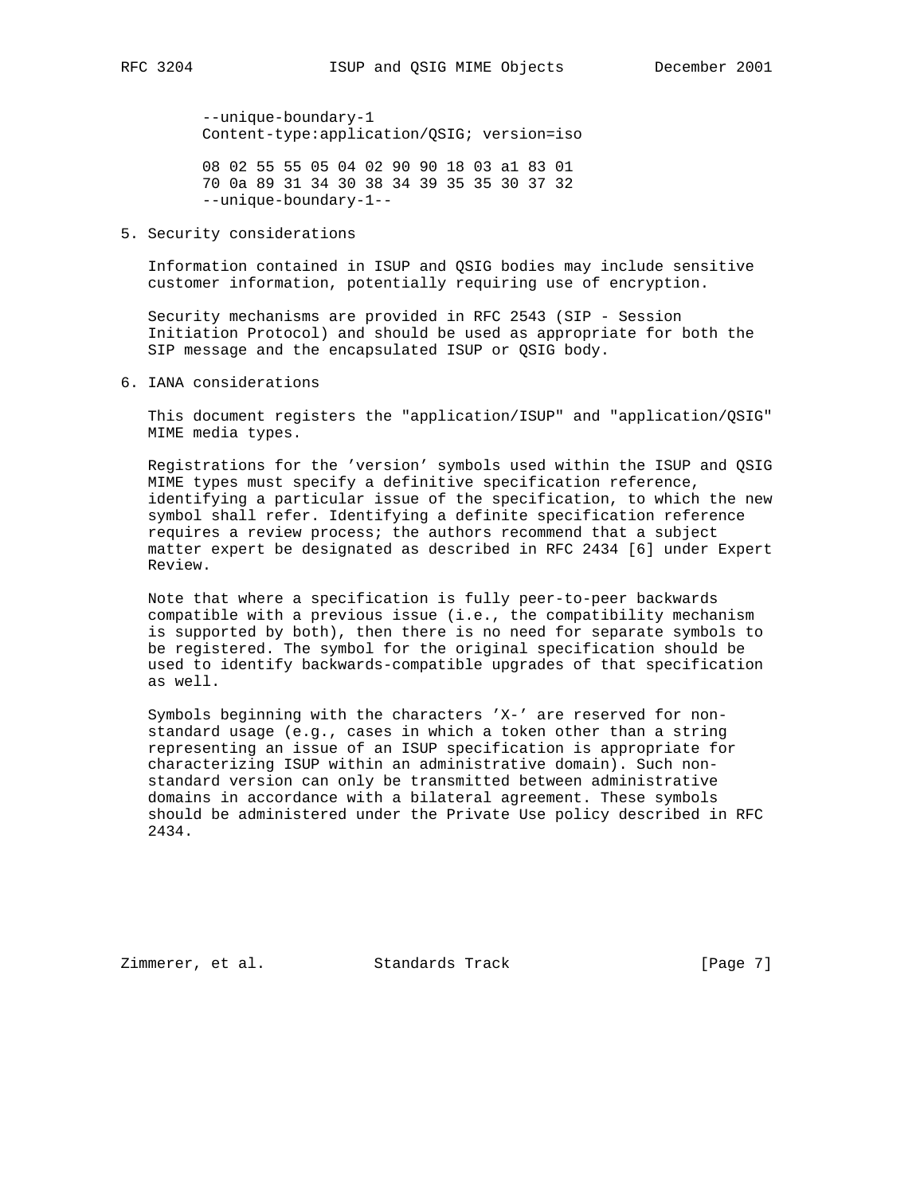```
--unique-boundary-1
Content-type:application/QSIG; version=iso

08 02 55 55 05 04 02 90 90 18 03 a1 83 01
70 0a 89 31 34 30 38 34 39 35 35 30 37 32
--unique-boundary-1--
```

## 5. Security considerations

Information contained in ISUP and QSIG bodies may include sensitive customer information, potentially requiring use of encryption.

Security mechanisms are provided in RFC 2543 (SIP - Session Initiation Protocol) and should be used as appropriate for both the SIP message and the encapsulated ISUP or QSIG body.

## 6. IANA considerations

This document registers the "application/ISUP" and "application/QSIG" MIME media types.

Registrations for the 'version' symbols used within the ISUP and QSIG MIME types must specify a definitive specification reference, identifying a particular issue of the specification, to which the new symbol shall refer. Identifying a definite specification reference requires a review process; the authors recommend that a subject matter expert be designated as described in RFC 2434 [6] under Expert Review.

Note that where a specification is fully peer-to-peer backwards compatible with a previous issue (i.e., the compatibility mechanism is supported by both), then there is no need for separate symbols to be registered. The symbol for the original specification should be used to identify backwards-compatible upgrades of that specification as well.

Symbols beginning with the characters 'X-' are reserved for non-standard usage (e.g., cases in which a token other than a string representing an issue of an ISUP specification is appropriate for characterizing ISUP within an administrative domain). Such non-standard version can only be transmitted between administrative domains in accordance with a bilateral agreement. These symbols should be administered under the Private Use policy described in RFC 2434.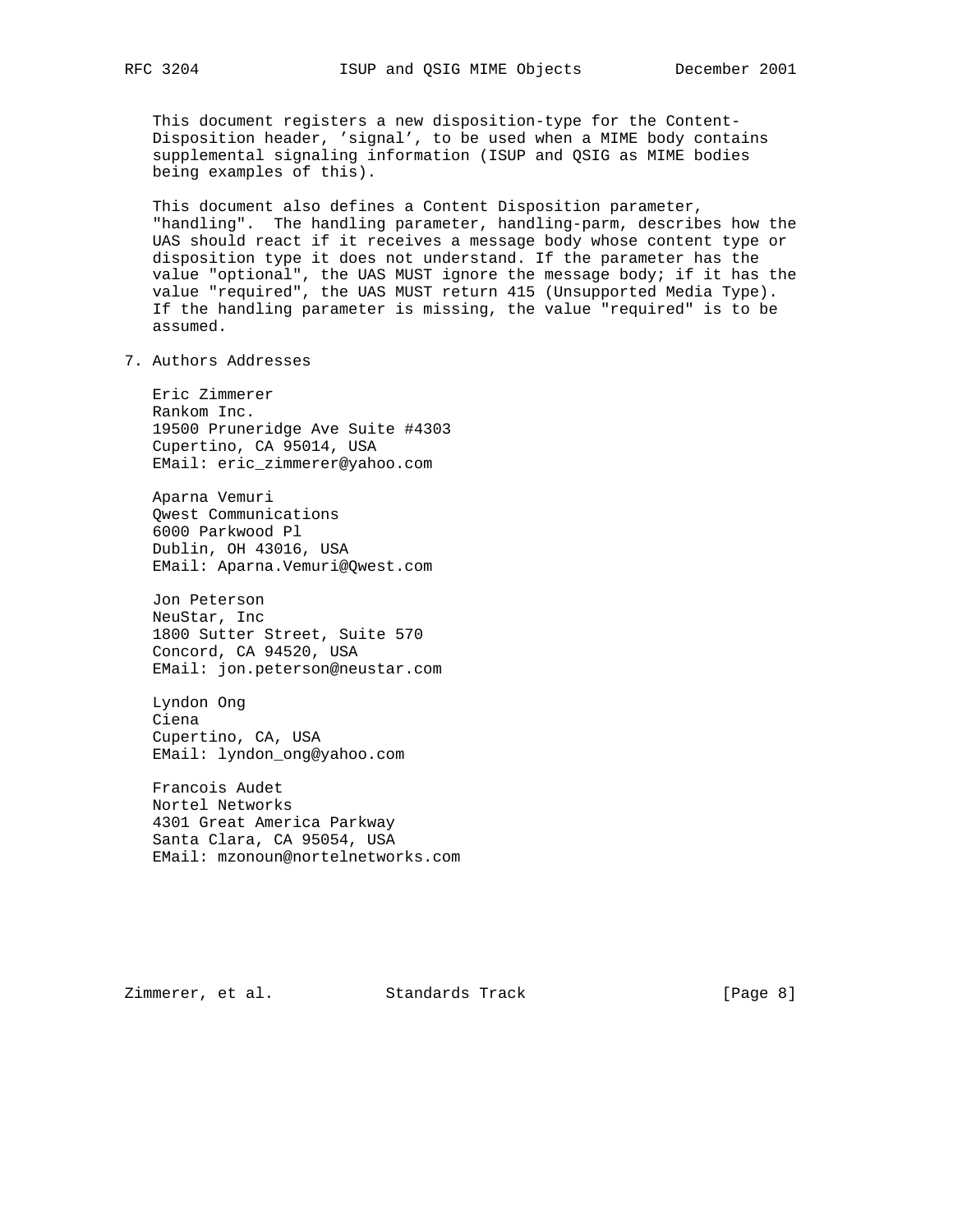This document registers a new disposition-type for the Content-Disposition header, 'signal', to be used when a MIME body contains supplemental signaling information (ISUP and QSIG as MIME bodies being examples of this).

This document also defines a Content Disposition parameter, "handling". The handling parameter, handling-parm, describes how the UAS should react if it receives a message body whose content type or disposition type it does not understand. If the parameter has the value "optional", the UAS MUST ignore the message body; if it has the value "required", the UAS MUST return 415 (Unsupported Media Type). If the handling parameter is missing, the value "required" is to be assumed.

## 7. Authors Addresses

Eric Zimmerer
Rankom Inc.
19500 Pruneridge Ave Suite #4303
Cupertino, CA 95014, USA
EMail: eric_zimmerer@yahoo.com

Aparna Vemuri
Qwest Communications
6000 Parkwood Pl
Dublin, OH 43016, USA
EMail: Aparna.Vemuri@Qwest.com

Jon Peterson
NeuStar, Inc
1800 Sutter Street, Suite 570
Concord, CA 94520, USA
EMail: jon.peterson@neustar.com

Lyndon Ong
Ciena
Cupertino, CA, USA
EMail: lyndon_ong@yahoo.com

Francois Audet
Nortel Networks
4301 Great America Parkway
Santa Clara, CA 95054, USA
EMail: mzonoun@nortelnetworks.com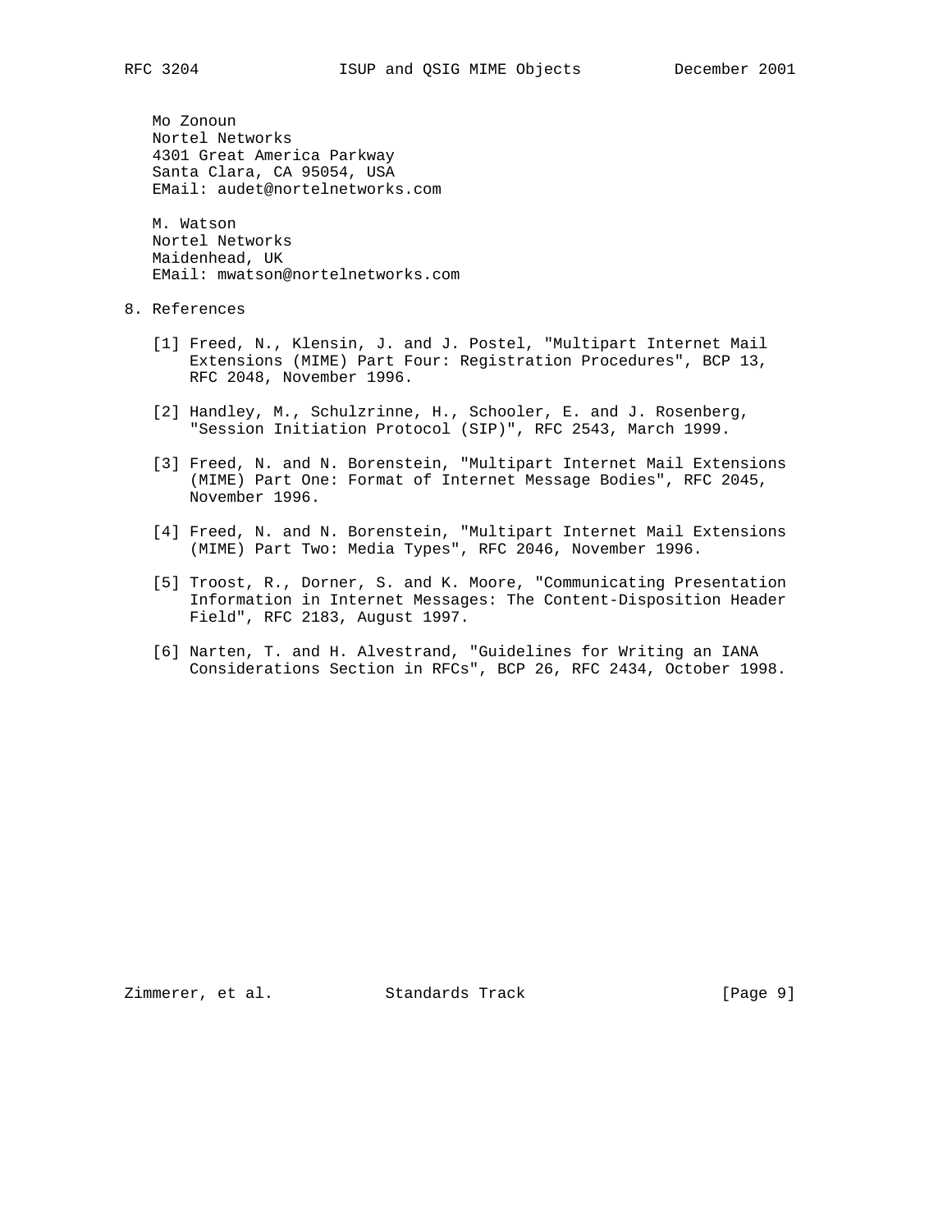Mo Zonoun
Nortel Networks
4301 Great America Parkway
Santa Clara, CA 95054, USA
EMail: audet@nortelnetworks.com

M. Watson
Nortel Networks
Maidenhead, UK
EMail: mwatson@nortelnetworks.com

## 8. References

[1] Freed, N., Klensin, J. and J. Postel, "Multipart Internet Mail Extensions (MIME) Part Four: Registration Procedures", BCP 13, RFC 2048, November 1996.

[2] Handley, M., Schulzrinne, H., Schooler, E. and J. Rosenberg, "Session Initiation Protocol (SIP)", RFC 2543, March 1999.

[3] Freed, N. and N. Borenstein, "Multipart Internet Mail Extensions (MIME) Part One: Format of Internet Message Bodies", RFC 2045, November 1996.

[4] Freed, N. and N. Borenstein, "Multipart Internet Mail Extensions (MIME) Part Two: Media Types", RFC 2046, November 1996.

[5] Troost, R., Dorner, S. and K. Moore, "Communicating Presentation Information in Internet Messages: The Content-Disposition Header Field", RFC 2183, August 1997.

[6] Narten, T. and H. Alvestrand, "Guidelines for Writing an IANA Considerations Section in RFCs", BCP 26, RFC 2434, October 1998.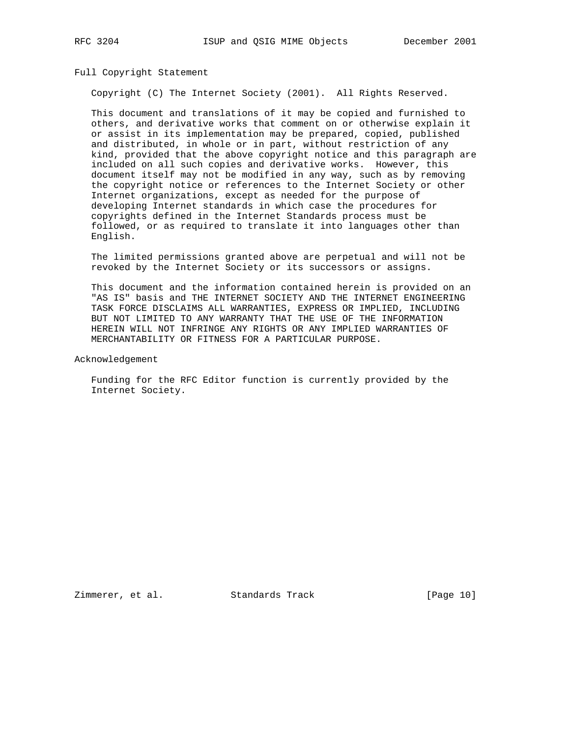## Full Copyright Statement

Copyright (C) The Internet Society (2001). All Rights Reserved.

This document and translations of it may be copied and furnished to others, and derivative works that comment on or otherwise explain it or assist in its implementation may be prepared, copied, published and distributed, in whole or in part, without restriction of any kind, provided that the above copyright notice and this paragraph are included on all such copies and derivative works. However, this document itself may not be modified in any way, such as by removing the copyright notice or references to the Internet Society or other Internet organizations, except as needed for the purpose of developing Internet standards in which case the procedures for copyrights defined in the Internet Standards process must be followed, or as required to translate it into languages other than English.

The limited permissions granted above are perpetual and will not be revoked by the Internet Society or its successors or assigns.

This document and the information contained herein is provided on an "AS IS" basis and THE INTERNET SOCIETY AND THE INTERNET ENGINEERING TASK FORCE DISCLAIMS ALL WARRANTIES, EXPRESS OR IMPLIED, INCLUDING BUT NOT LIMITED TO ANY WARRANTY THAT THE USE OF THE INFORMATION HEREIN WILL NOT INFRINGE ANY RIGHTS OR ANY IMPLIED WARRANTIES OF MERCHANTABILITY OR FITNESS FOR A PARTICULAR PURPOSE.

## Acknowledgement

Funding for the RFC Editor function is currently provided by the Internet Society.